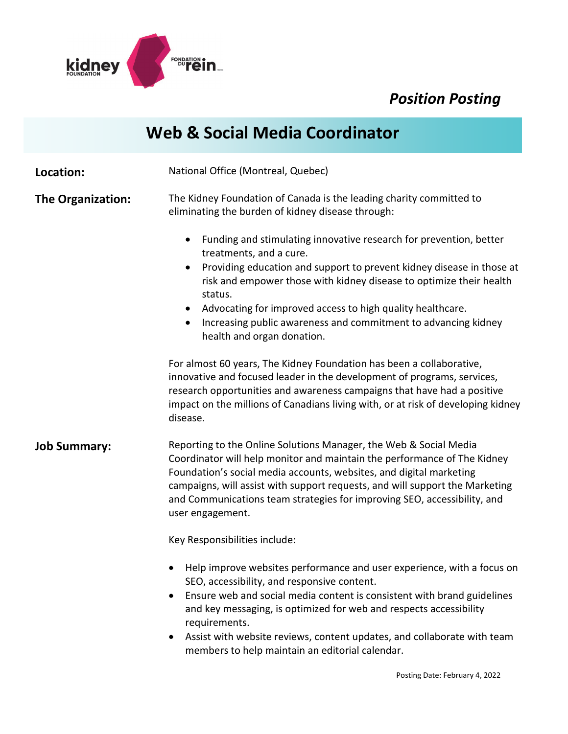*Position Posting*

# Web & Social Media Coordinator

**Location:** National Office (Montreal, Quebec)

**The Organization:** The Kidney Foundation of Canada is the leading charity committed to eliminating the burden of kidney disease through:

- Funding and stimulating innovative research for prevention, better treatments, and a cure.
- Providing education and support to prevent kidney disease in those at risk and empower those with kidney disease to optimize their health status.
- Advocating for improved access to high quality healthcare.
- Increasing public awareness and commitment to advancing kidney health and organ donation.

For almost 60 years, The Kidney Foundation has been a collaborative, innovative and focused leader in the development of programs, services, research opportunities and awareness campaigns that have had a positive impact on the millions of Canadians living with, or at risk of developing kidney disease.

**Job Summary:** Reporting to the Online Solutions Manager, the Web & Social Media Coordinator will help monitor and maintain the performance of The Kidney Foundation's social media accounts, websites, and digital marketing campaigns, will assist with support requests, and will support the Marketing and Communications team strategies for improving SEO, accessibility, and user engagement.

Key Responsibilities include:

- Help improve websites performance and user experience, with a focus on SEO, accessibility, and responsive content.
- Ensure web and social media content is consistent with brand guidelines and key messaging, is optimized for web and respects accessibility requirements.
- Assist with website reviews, content updates, and collaborate with team members to help maintain an editorial calendar.

Posting Date: February 4, 2022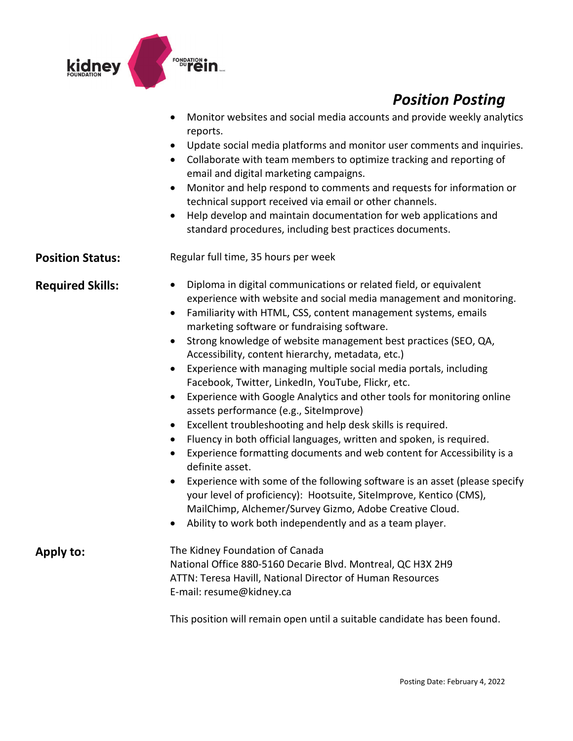## *Position Posting*

- Monitor websites and social media accounts and provide weekly analytics reports.
- Update social media platforms and monitor user comments and inquiries.
- Collaborate with team members to optimize tracking and reporting of email and digital marketing campaigns.
- Monitor and help respond to comments and requests for information or technical support received via email or other channels.
- Help develop and maintain documentation for web applications and standard procedures, including best practices documents.

**Position Status:** Regular full time, 35 hours per week

**Required Skills:**

- Diploma in digital communications or related field, or equivalent experience with website and social media management and monitoring.
- Familiarity with HTML, CSS, content management systems, emails marketing software or fundraising software.
- Strong knowledge of website management best practices (SEO, QA, Accessibility, content hierarchy, metadata, etc.)
- Experience with managing multiple social media portals, including Facebook, Twitter, LinkedIn, YouTube, Flickr, etc.
- Experience with Google Analytics and other tools for monitoring online assets performance (e.g., SiteImprove)
- Excellent troubleshooting and help desk skills is required.
- Fluency in both official languages, written and spoken, is required.
- Experience formatting documents and web content for Accessibility is a definite asset.
- Experience with some of the following software is an asset (please specify your level of proficiency): Hootsuite, SiteImprove, Kentico (CMS), MailChimp, Alchemer/Survey Gizmo, Adobe Creative Cloud.
- Ability to work both independently and as a team player.

**Apply to:**

The Kidney Foundation of Canada
National Office 880-5160 Decarie Blvd. Montreal, QC H3X 2H9
ATTN: Teresa Havill, National Director of Human Resources
E-mail: resume@kidney.ca

This position will remain open until a suitable candidate has been found.

Posting Date: February 4, 2022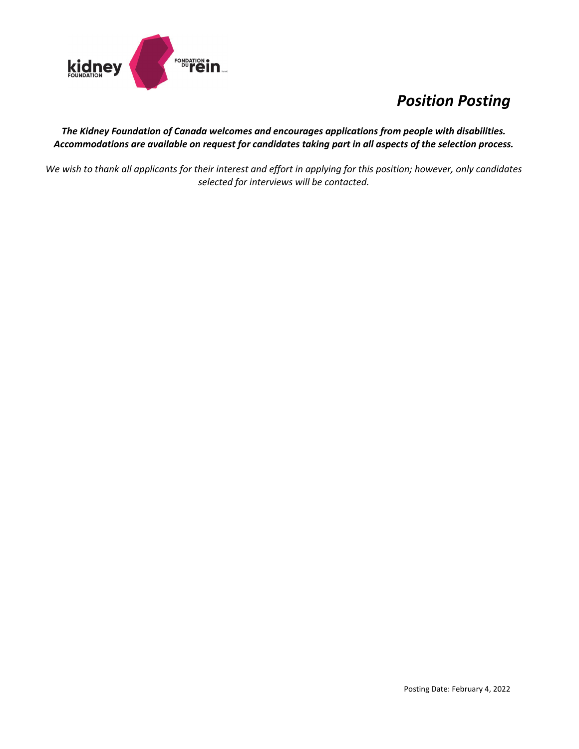# *Position Posting*

***The Kidney Foundation of Canada welcomes and encourages applications from people with disabilities. Accommodations are available on request for candidates taking part in all aspects of the selection process.***

*We wish to thank all applicants for their interest and effort in applying for this position; however, only candidates selected for interviews will be contacted.*

Posting Date: February 4, 2022